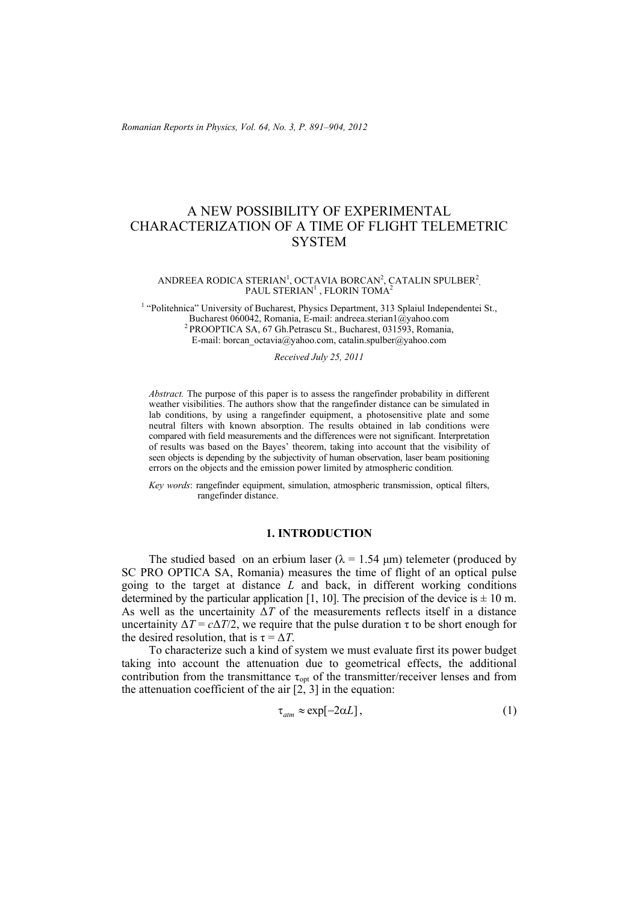# A NEW POSSIBILITY OF EXPERIMENTAL CHARACTERIZATION OF A TIME OF FLIGHT TELEMETRIC SYSTEM

ANDREEA RODICA STERIAN[1], OCTAVIA BORCAN[2], CATALIN SPULBER[2], PAUL STERIAN[1], FLORIN TOMA[2]

[1] "Politehnica" University of Bucharest, Physics Department, 313 Splaiul Independentei St., Bucharest 060042, Romania, E-mail: andreea.sterian1@yahoo.com

[2] PROOPTICA SA, 67 Gh.Petrascu St., Bucharest, 031593, Romania, E-mail: borcan_octavia@yahoo.com, catalin.spulber@yahoo.com

*Received July 25, 2011*

*Abstract.* The purpose of this paper is to assess the rangefinder probability in different weather visibilities. The authors show that the rangefinder distance can be simulated in lab conditions, by using a rangefinder equipment, a photosensitive plate and some neutral filters with known absorption. The results obtained in lab conditions were compared with field measurements and the differences were not significant. Interpretation of results was based on the Bayes' theorem, taking into account that the visibility of seen objects is depending by the subjectivity of human observation, laser beam positioning errors on the objects and the emission power limited by atmospheric condition.

*Key words*: rangefinder equipment, simulation, atmospheric transmission, optical filters, rangefinder distance.

## 1. INTRODUCTION

The studied based on an erbium laser ($\lambda = 1.54$ μm) telemeter (produced by SC PRO OPTICA SA, Romania) measures the time of flight of an optical pulse going to the target at distance $L$ and back, in different working conditions determined by the particular application [1, 10]. The precision of the device is ± 10 m. As well as the uncertainity $\Delta T$ of the measurements reflects itself in a distance uncertainity $\Delta T = c\Delta T/2$, we require that the pulse duration $\tau$ to be short enough for the desired resolution, that is $\tau = \Delta T$.

To characterize such a kind of system we must evaluate first its power budget taking into account the attenuation due to geometrical effects, the additional contribution from the transmittance $\tau_{opt}$ of the transmitter/receiver lenses and from the attenuation coefficient of the air [2, 3] in the equation:

$$\tau_{atm} \approx \exp[-2\alpha L], \tag{1}$$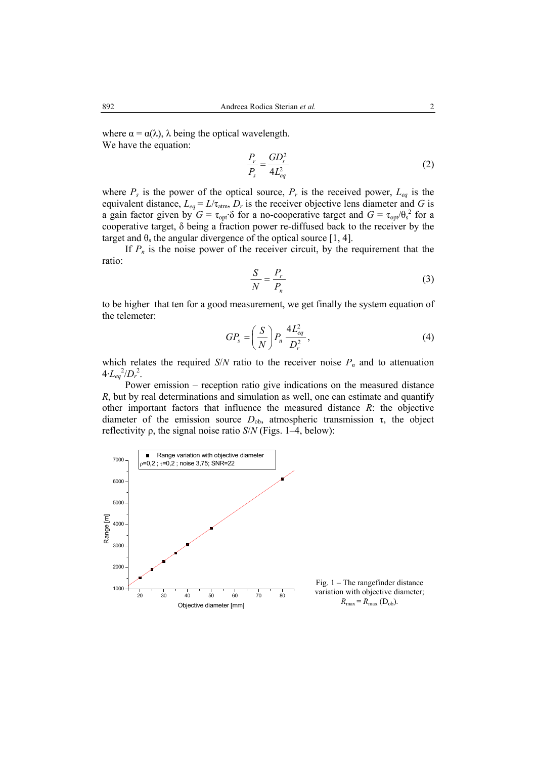where $\alpha = \alpha(\lambda)$, $\lambda$ being the optical wavelength.

We have the equation:

$$\frac{P_r}{P_s} = \frac{GD_r^2}{4L_{eq}^2} \tag{2}$$

where $P_s$ is the power of the optical source, $P_r$ is the received power, $L_{eq}$ is the equivalent distance, $L_{eq} = L/\tau_{atm}$, $D_r$ is the receiver objective lens diameter and $G$ is a gain factor given by $G = \tau_{opt}\cdot\delta$ for a no-cooperative target and $G = \tau_{opt}/\theta_s^2$ for a cooperative target, $\delta$ being a fraction power re-diffused back to the receiver by the target and $\theta_s$ the angular divergence of the optical source [1, 4].

If $P_n$ is the noise power of the receiver circuit, by the requirement that the ratio:

$$\frac{S}{N} = \frac{P_r}{P_n} \tag{3}$$

to be higher that ten for a good measurement, we get finally the system equation of the telemeter:

$$GP_s = \left(\frac{S}{N}\right) P_n \frac{4L_{eq}^2}{D_r^2}, \tag{4}$$

which relates the required $S/N$ ratio to the receiver noise $P_n$ and to attenuation $4\cdot L_{eq}^2/D_r^2$.

Power emission – reception ratio give indications on the measured distance $R$, but by real determinations and simulation as well, one can estimate and quantify other important factors that influence the measured distance $R$: the objective diameter of the emission source $D_{ob}$, atmospheric transmission $\tau$, the object reflectivity $\rho$, the signal noise ratio $S/N$ (Figs. 1–4, below):

Fig. 1 – The rangefinder distance variation with objective diameter; $R_{max} = R_{max}(D_{ob})$.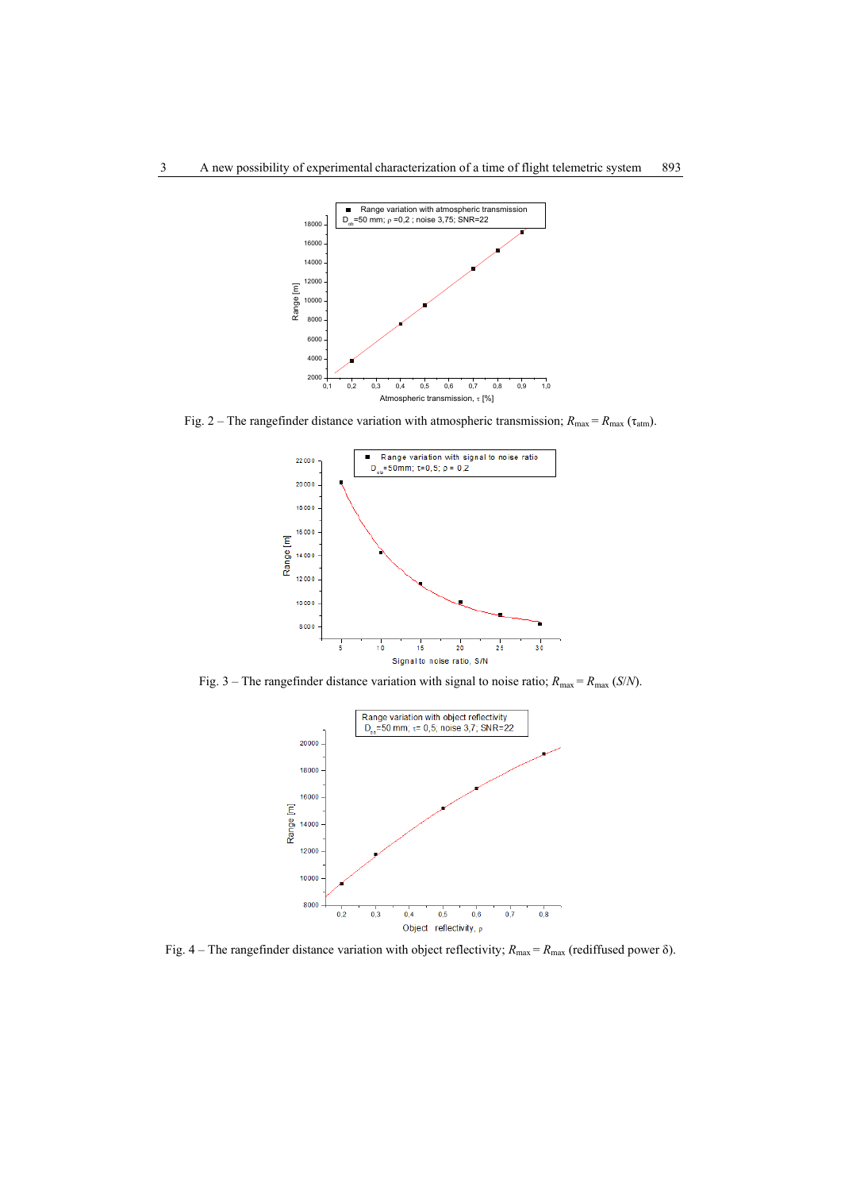Fig. 2 – The rangefinder distance variation with atmospheric transmission; $R_{max} = R_{max}(\tau_{atm})$.

Fig. 3 – The rangefinder distance variation with signal to noise ratio; $R_{max} = R_{max}(S/N)$.

Fig. 4 – The rangefinder distance variation with object reflectivity; $R_{max} = R_{max}$ (rediffused power $\delta$).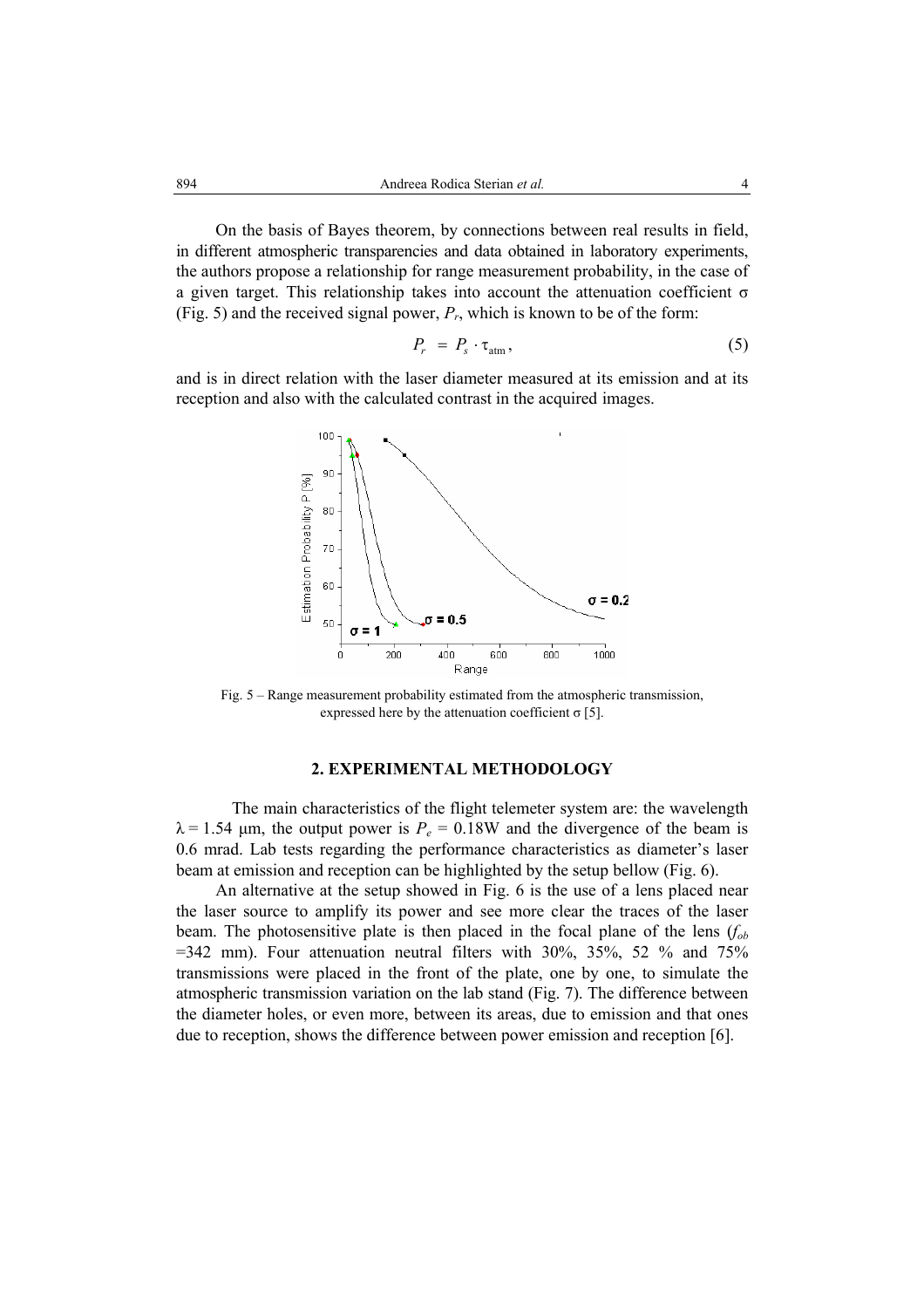On the basis of Bayes theorem, by connections between real results in field, in different atmospheric transparencies and data obtained in laboratory experiments, the authors propose a relationship for range measurement probability, in the case of a given target. This relationship takes into account the attenuation coefficient $\sigma$ (Fig. 5) and the received signal power, $P_r$, which is known to be of the form:

$$P_r = P_s \cdot \tau_{\text{atm}}, \tag{5}$$

and is in direct relation with the laser diameter measured at its emission and at its reception and also with the calculated contrast in the acquired images.

Fig. 5 – Range measurement probability estimated from the atmospheric transmission, expressed here by the attenuation coefficient $\sigma$ [5].

## 2. EXPERIMENTAL METHODOLOGY

The main characteristics of the flight telemeter system are: the wavelength $\lambda = 1.54$ μm, the output power is $P_e = 0.18$W and the divergence of the beam is 0.6 mrad. Lab tests regarding the performance characteristics as diameter's laser beam at emission and reception can be highlighted by the setup bellow (Fig. 6).

An alternative at the setup showed in Fig. 6 is the use of a lens placed near the laser source to amplify its power and see more clear the traces of the laser beam. The photosensitive plate is then placed in the focal plane of the lens ($f_{ob}$ =342 mm). Four attenuation neutral filters with 30%, 35%, 52 % and 75% transmissions were placed in the front of the plate, one by one, to simulate the atmospheric transmission variation on the lab stand (Fig. 7). The difference between the diameter holes, or even more, between its areas, due to emission and that ones due to reception, shows the difference between power emission and reception [6].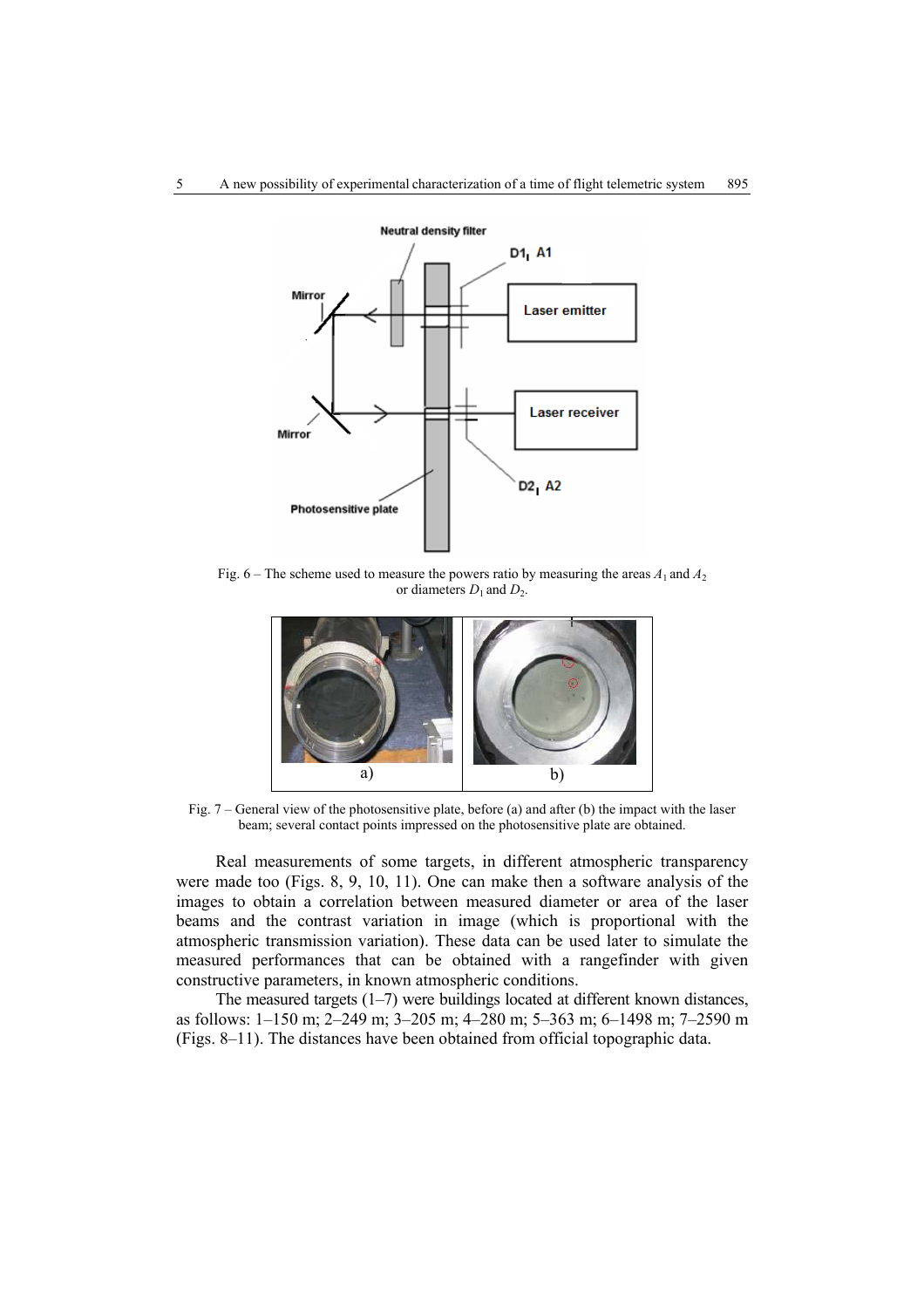Fig. 6 – The scheme used to measure the powers ratio by measuring the areas $A_1$ and $A_2$ or diameters $D_1$ and $D_2$.

Fig. 7 – General view of the photosensitive plate, before (a) and after (b) the impact with the laser beam; several contact points impressed on the photosensitive plate are obtained.

Real measurements of some targets, in different atmospheric transparency were made too (Figs. 8, 9, 10, 11). One can make then a software analysis of the images to obtain a correlation between measured diameter or area of the laser beams and the contrast variation in image (which is proportional with the atmospheric transmission variation). These data can be used later to simulate the measured performances that can be obtained with a rangefinder with given constructive parameters, in known atmospheric conditions.

The measured targets (1–7) were buildings located at different known distances, as follows: 1–150 m; 2–249 m; 3–205 m; 4–280 m; 5–363 m; 6–1498 m; 7–2590 m (Figs. 8–11). The distances have been obtained from official topographic data.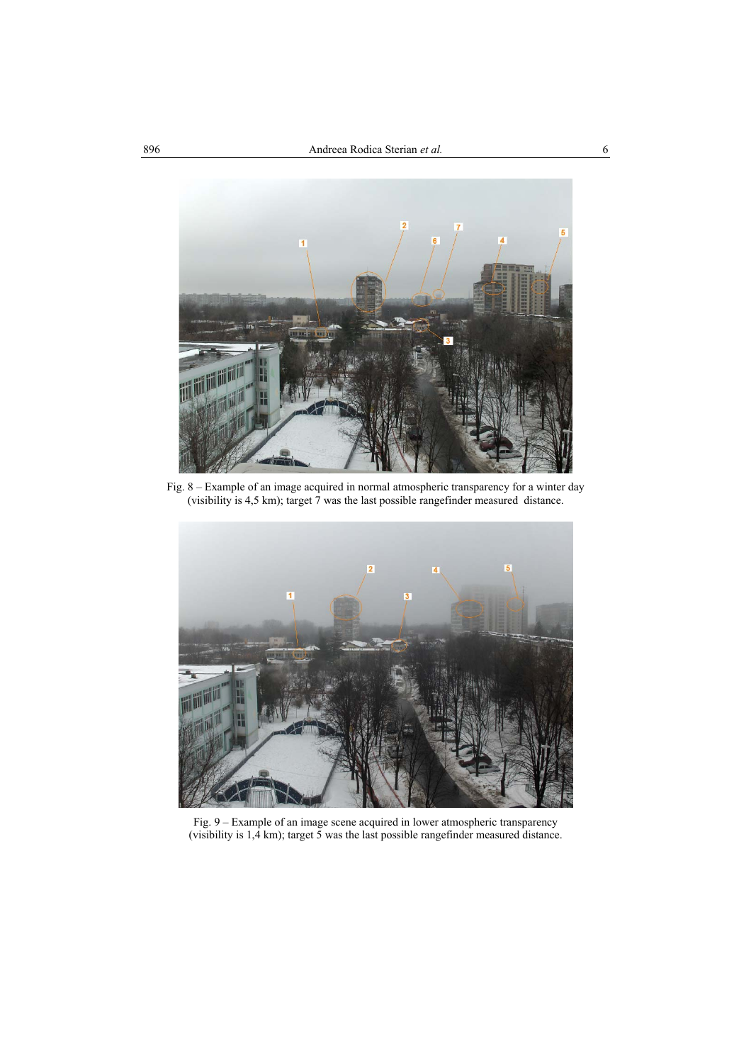Fig. 8 – Example of an image acquired in normal atmospheric transparency for a winter day (visibility is 4,5 km); target 7 was the last possible rangefinder measured distance.

Fig. 9 – Example of an image scene acquired in lower atmospheric transparency (visibility is 1,4 km); target 5 was the last possible rangefinder measured distance.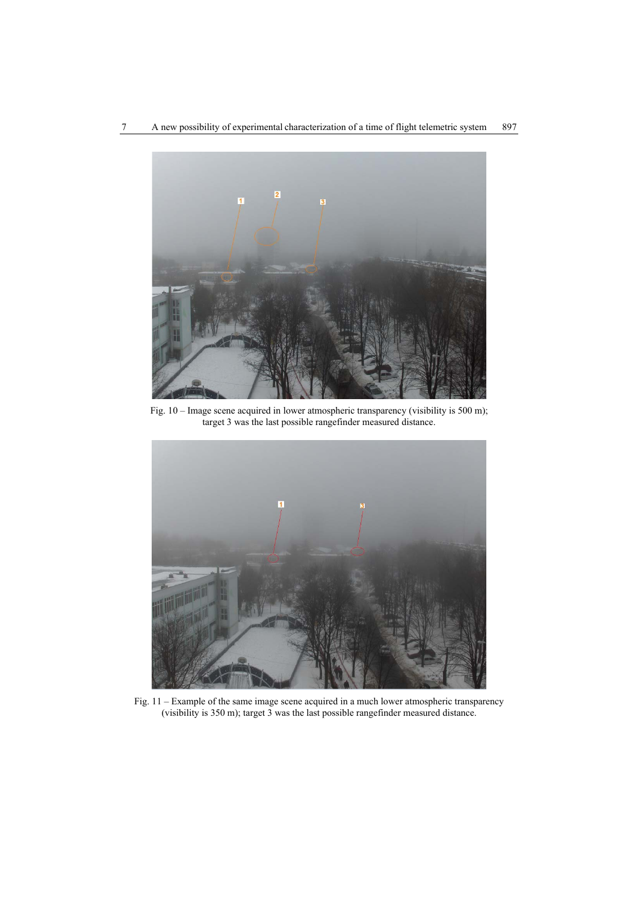Fig. 10 – Image scene acquired in lower atmospheric transparency (visibility is 500 m); target 3 was the last possible rangefinder measured distance.

Fig. 11 – Example of the same image scene acquired in a much lower atmospheric transparency (visibility is 350 m); target 3 was the last possible rangefinder measured distance.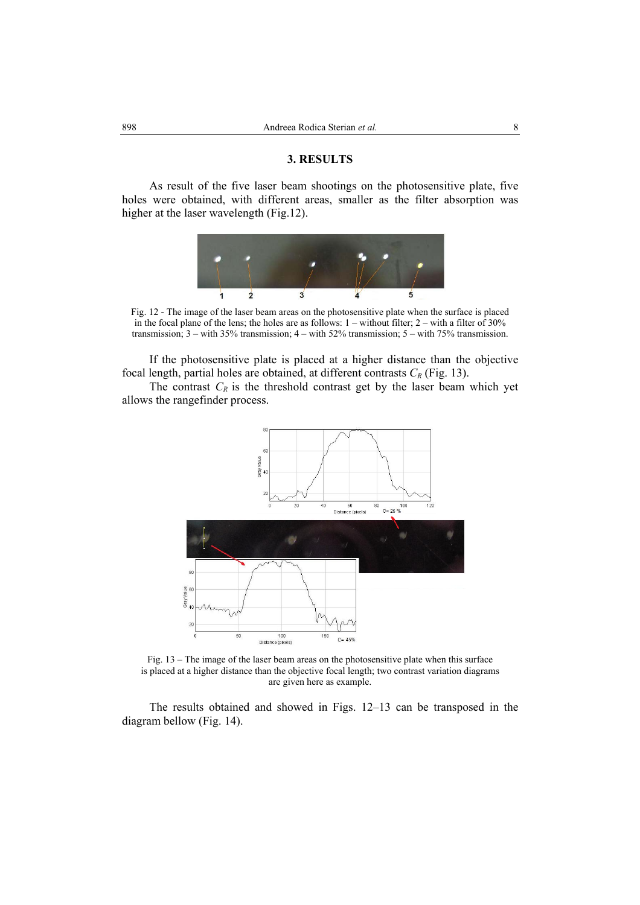## 3. RESULTS

As result of the five laser beam shootings on the photosensitive plate, five holes were obtained, with different areas, smaller as the filter absorption was higher at the laser wavelength (Fig.12).

Fig. 12 - The image of the laser beam areas on the photosensitive plate when the surface is placed in the focal plane of the lens; the holes are as follows: 1 – without filter; 2 – with a filter of 30% transmission; 3 – with 35% transmission; 4 – with 52% transmission; 5 – with 75% transmission.

If the photosensitive plate is placed at a higher distance than the objective focal length, partial holes are obtained, at different contrasts $C_R$ (Fig. 13).

The contrast $C_R$ is the threshold contrast get by the laser beam which yet allows the rangefinder process.

Fig. 13 – The image of the laser beam areas on the photosensitive plate when this surface is placed at a higher distance than the objective focal length; two contrast variation diagrams are given here as example.

The results obtained and showed in Figs. 12–13 can be transposed in the diagram bellow (Fig. 14).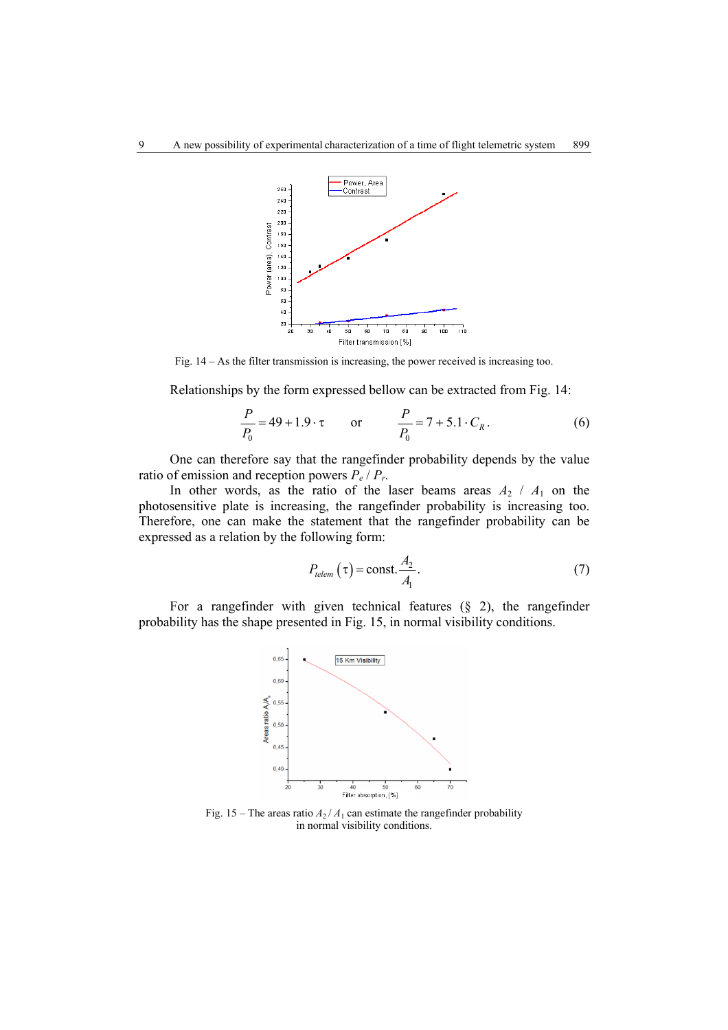Fig. 14 – As the filter transmission is increasing, the power received is increasing too.

Relationships by the form expressed bellow can be extracted from Fig. 14:

$$\frac{P}{P_0} = 49 + 1.9 \cdot \tau \qquad \text{or} \qquad \frac{P}{P_0} = 7 + 5.1 \cdot C_R . \tag{6}$$

One can therefore say that the rangefinder probability depends by the value ratio of emission and reception powers $P_e$ / $P_r$.

In other words, as the ratio of the laser beams areas $A_2$ / $A_1$ on the photosensitive plate is increasing, the rangefinder probability is increasing too. Therefore, one can make the statement that the rangefinder probability can be expressed as a relation by the following form:

$$P_{telem}(\tau) = \text{const.} \frac{A_2}{A_1} . \tag{7}$$

For a rangefinder with given technical features (§ 2), the rangefinder probability has the shape presented in Fig. 15, in normal visibility conditions.

Fig. 15 – The areas ratio $A_2$ / $A_1$ can estimate the rangefinder probability in normal visibility conditions.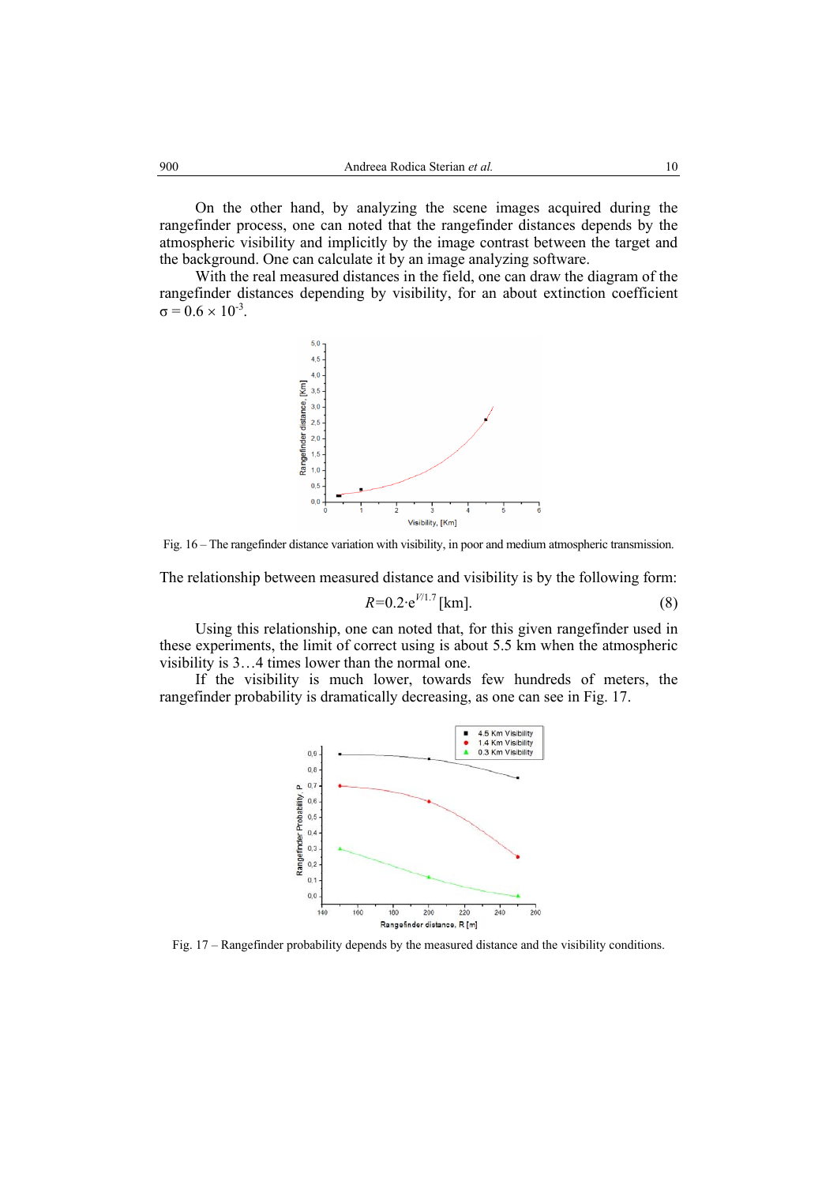On the other hand, by analyzing the scene images acquired during the rangefinder process, one can noted that the rangefinder distances depends by the atmospheric visibility and implicitly by the image contrast between the target and the background. One can calculate it by an image analyzing software.

With the real measured distances in the field, one can draw the diagram of the rangefinder distances depending by visibility, for an about extinction coefficient $\sigma = 0.6 \times 10^{-3}$.

Fig. 16 – The rangefinder distance variation with visibility, in poor and medium atmospheric transmission.

The relationship between measured distance and visibility is by the following form:

$$R = 0.2 \cdot e^{V/1.7} \text{ [km]}. \tag{8}$$

Using this relationship, one can noted that, for this given rangefinder used in these experiments, the limit of correct using is about 5.5 km when the atmospheric visibility is 3…4 times lower than the normal one.

If the visibility is much lower, towards few hundreds of meters, the rangefinder probability is dramatically decreasing, as one can see in Fig. 17.

Fig. 17 – Rangefinder probability depends by the measured distance and the visibility conditions.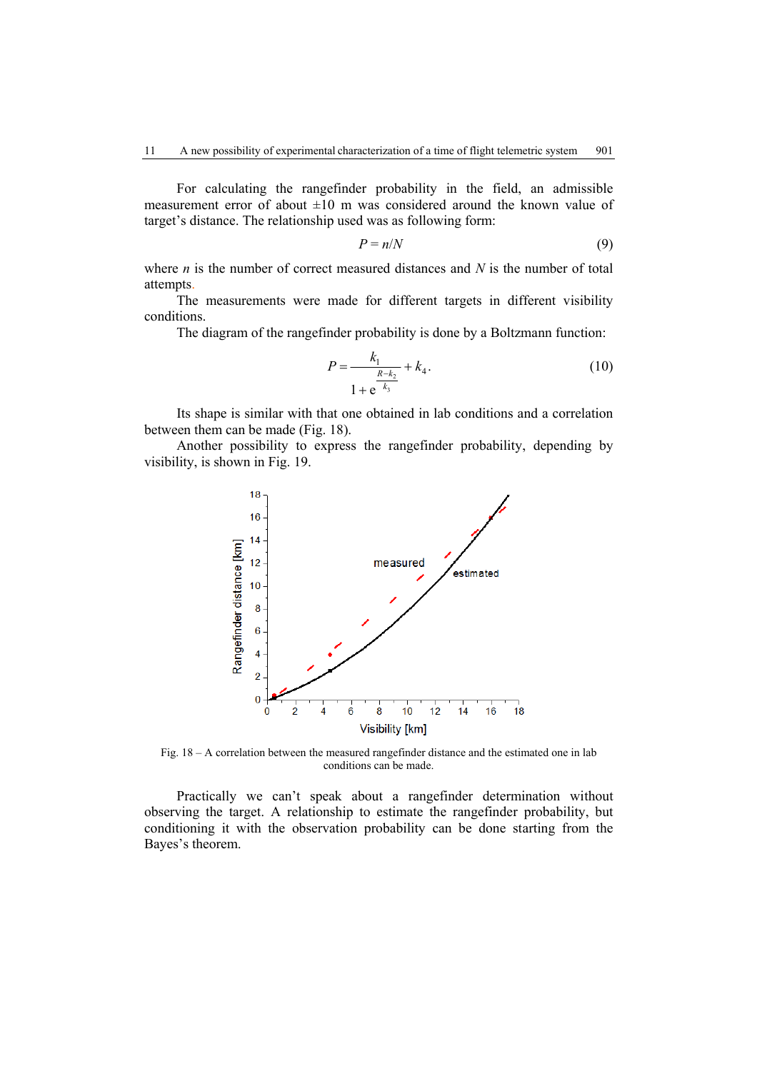For calculating the rangefinder probability in the field, an admissible measurement error of about ±10 m was considered around the known value of target's distance. The relationship used was as following form:

$$P = n/N \tag{9}$$

where $n$ is the number of correct measured distances and $N$ is the number of total attempts.

The measurements were made for different targets in different visibility conditions.

The diagram of the rangefinder probability is done by a Boltzmann function:

$$P = \frac{k_1}{1 + \mathrm{e}^{\frac{R - k_2}{k_3}}} + k_4. \tag{10}$$

Its shape is similar with that one obtained in lab conditions and a correlation between them can be made (Fig. 18).

Another possibility to express the rangefinder probability, depending by visibility, is shown in Fig. 19.

Fig. 18 – A correlation between the measured rangefinder distance and the estimated one in lab conditions can be made.

Practically we can't speak about a rangefinder determination without observing the target. A relationship to estimate the rangefinder probability, but conditioning it with the observation probability can be done starting from the Bayes's theorem.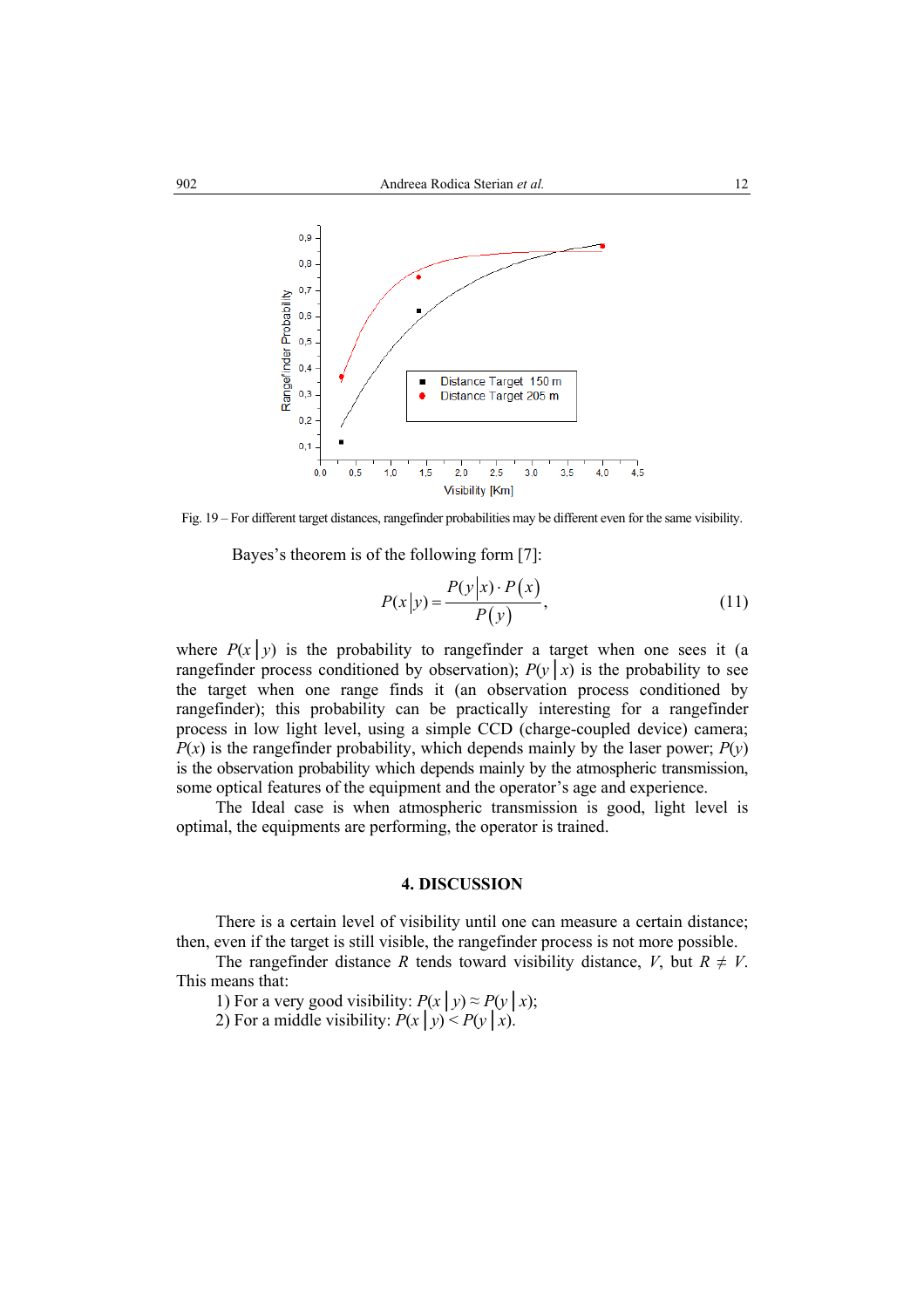Fig. 19 – For different target distances, rangefinder probabilities may be different even for the same visibility.

Bayes's theorem is of the following form [7]:

$$P(x|y) = \frac{P(y|x) \cdot P(x)}{P(y)}, \tag{11}$$

where $P(x|y)$ is the probability to rangefinder a target when one sees it (a rangefinder process conditioned by observation); $P(y|x)$ is the probability to see the target when one range finds it (an observation process conditioned by rangefinder); this probability can be practically interesting for a rangefinder process in low light level, using a simple CCD (charge-coupled device) camera; $P(x)$ is the rangefinder probability, which depends mainly by the laser power; $P(y)$ is the observation probability which depends mainly by the atmospheric transmission, some optical features of the equipment and the operator's age and experience.

The Ideal case is when atmospheric transmission is good, light level is optimal, the equipments are performing, the operator is trained.

## 4. DISCUSSION

There is a certain level of visibility until one can measure a certain distance; then, even if the target is still visible, the rangefinder process is not more possible.

The rangefinder distance $R$ tends toward visibility distance, $V$, but $R \neq V$. This means that:

1) For a very good visibility: $P(x|y) \approx P(y|x)$;
2) For a middle visibility: $P(x|y) < P(y|x)$.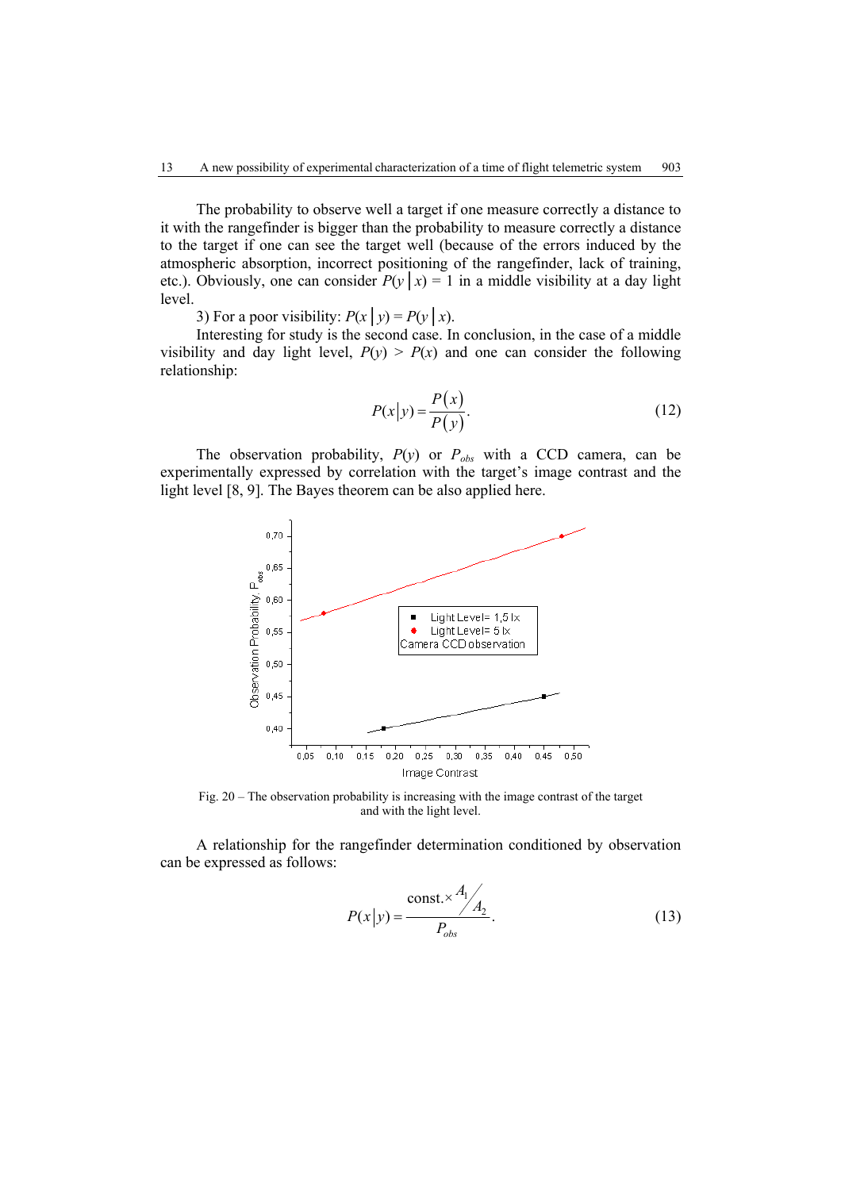The probability to observe well a target if one measure correctly a distance to it with the rangefinder is bigger than the probability to measure correctly a distance to the target if one can see the target well (because of the errors induced by the atmospheric absorption, incorrect positioning of the rangefinder, lack of training, etc.). Obviously, one can consider $P(y \mid x) = 1$ in a middle visibility at a day light level.

3) For a poor visibility: $P(x \mid y) = P(y \mid x)$.

Interesting for study is the second case. In conclusion, in the case of a middle visibility and day light level, $P(y) > P(x)$ and one can consider the following relationship:

$$P(x|y) = \frac{P(x)}{P(y)}. \tag{12}$$

The observation probability, $P(y)$ or $P_{obs}$ with a CCD camera, can be experimentally expressed by correlation with the target's image contrast and the light level [8, 9]. The Bayes theorem can be also applied here.

Fig. 20 – The observation probability is increasing with the image contrast of the target and with the light level.

A relationship for the rangefinder determination conditioned by observation can be expressed as follows:

$$P(x|y) = \frac{\text{const.} \times A_1 / A_2}{P_{obs}}. \tag{13}$$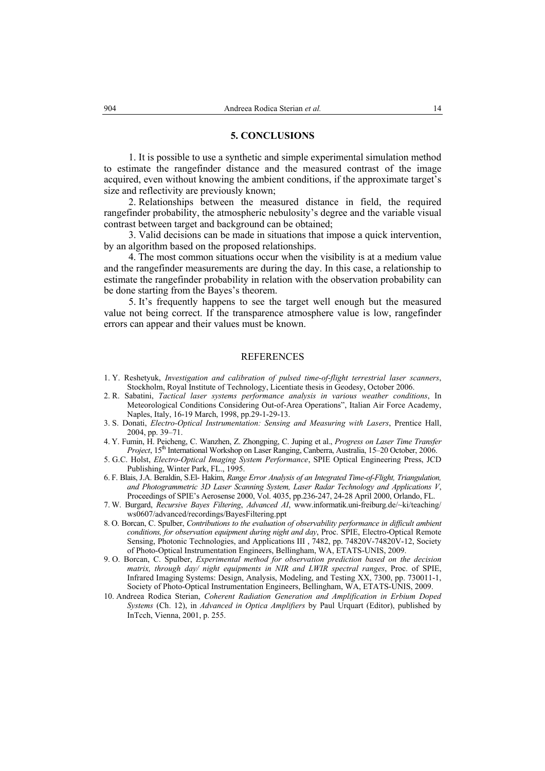## 5. CONCLUSIONS

1. It is possible to use a synthetic and simple experimental simulation method to estimate the rangefinder distance and the measured contrast of the image acquired, even without knowing the ambient conditions, if the approximate target's size and reflectivity are previously known;

2. Relationships between the measured distance in field, the required rangefinder probability, the atmospheric nebulosity's degree and the variable visual contrast between target and background can be obtained;

3. Valid decisions can be made in situations that impose a quick intervention, by an algorithm based on the proposed relationships.

4. The most common situations occur when the visibility is at a medium value and the rangefinder measurements are during the day. In this case, a relationship to estimate the rangefinder probability in relation with the observation probability can be done starting from the Bayes's theorem.

5. It's frequently happens to see the target well enough but the measured value not being correct. If the transparence atmosphere value is low, rangefinder errors can appear and their values must be known.

## REFERENCES

1. Y. Reshetyuk, *Investigation and calibration of pulsed time-of-flight terrestrial laser scanners*, Stockholm, Royal Institute of Technology, Licentiate thesis in Geodesy, October 2006.
2. R. Sabatini, *Tactical laser systems performance analysis in various weather conditions*, In Meteorological Conditions Considering Out-of-Area Operations", Italian Air Force Academy, Naples, Italy, 16-19 March, 1998, pp.29-1-29-13.
3. S. Donati, *Electro-Optical Instrumentation: Sensing and Measuring with Lasers*, Prentice Hall, 2004, pp. 39–71.
4. Y. Fumin, H. Peicheng, C. Wanzhen, Z. Zhongping, C. Juping et al., *Progress on Laser Time Transfer Project*, 15th International Workshop on Laser Ranging, Canberra, Australia, 15–20 October, 2006.
5. G.C. Holst, *Electro-Optical Imaging System Performance*, SPIE Optical Engineering Press, JCD Publishing, Winter Park, FL., 1995.
6. F. Blais, J.A. Beraldin, S.El- Hakim, *Range Error Analysis of an Integrated Time-of-Flight, Triangulation, and Photogrammetric 3D Laser Scanning System, Laser Radar Technology and Applications V*, Proceedings of SPIE's Aerosense 2000, Vol. 4035, pp.236-247, 24-28 April 2000, Orlando, FL.
7. W. Burgard, *Recursive Bayes Filtering*, *Advanced AI*, www.informatik.uni-freiburg.de/~ki/teaching/ws0607/advanced/recordings/BayesFiltering.ppt
8. O. Borcan, C. Spulber, *Contributions to the evaluation of observability performance in difficult ambient conditions, for observation equipment during night and day*, Proc. SPIE, Electro-Optical Remote Sensing, Photonic Technologies, and Applications III , 7482, pp. 74820V-74820V-12, Society of Photo-Optical Instrumentation Engineers, Bellingham, WA, ETATS-UNIS, 2009.
9. O. Borcan, C. Spulber, *Experimental method for observation prediction based on the decision matrix, through day/ night equipments in NIR and LWIR spectral ranges*, Proc. of SPIE, Infrared Imaging Systems: Design, Analysis, Modeling, and Testing XX, 7300, pp. 730011-1, Society of Photo-Optical Instrumentation Engineers, Bellingham, WA, ETATS-UNIS, 2009.
10. Andreea Rodica Sterian, *Coherent Radiation Generation and Amplification in Erbium Doped Systems* (Ch. 12), in *Advanced in Optica Amplifiers* by Paul Urquart (Editor), published by InTech, Vienna, 2001, p. 255.